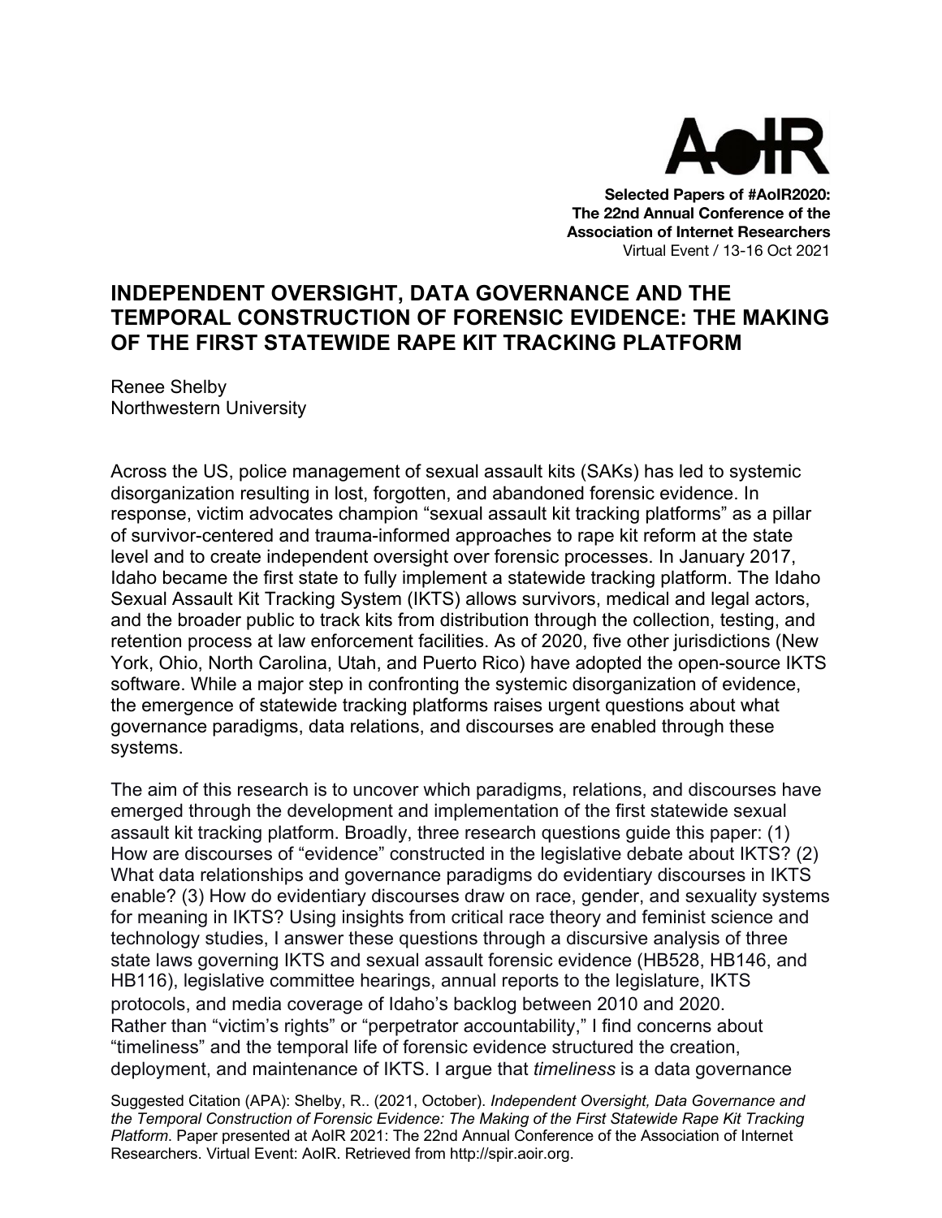**Selected Papers of #AoIR2020:**
**The 22nd Annual Conference of the Association of Internet Researchers**
Virtual Event / 13-16 Oct 2021

# INDEPENDENT OVERSIGHT, DATA GOVERNANCE AND THE TEMPORAL CONSTRUCTION OF FORENSIC EVIDENCE: THE MAKING OF THE FIRST STATEWIDE RAPE KIT TRACKING PLATFORM

Renee Shelby
Northwestern University

Across the US, police management of sexual assault kits (SAKs) has led to systemic disorganization resulting in lost, forgotten, and abandoned forensic evidence. In response, victim advocates champion "sexual assault kit tracking platforms" as a pillar of survivor-centered and trauma-informed approaches to rape kit reform at the state level and to create independent oversight over forensic processes. In January 2017, Idaho became the first state to fully implement a statewide tracking platform. The Idaho Sexual Assault Kit Tracking System (IKTS) allows survivors, medical and legal actors, and the broader public to track kits from distribution through the collection, testing, and retention process at law enforcement facilities. As of 2020, five other jurisdictions (New York, Ohio, North Carolina, Utah, and Puerto Rico) have adopted the open-source IKTS software. While a major step in confronting the systemic disorganization of evidence, the emergence of statewide tracking platforms raises urgent questions about what governance paradigms, data relations, and discourses are enabled through these systems.

The aim of this research is to uncover which paradigms, relations, and discourses have emerged through the development and implementation of the first statewide sexual assault kit tracking platform. Broadly, three research questions guide this paper: (1) How are discourses of "evidence" constructed in the legislative debate about IKTS? (2) What data relationships and governance paradigms do evidentiary discourses in IKTS enable? (3) How do evidentiary discourses draw on race, gender, and sexuality systems for meaning in IKTS? Using insights from critical race theory and feminist science and technology studies, I answer these questions through a discursive analysis of three state laws governing IKTS and sexual assault forensic evidence (HB528, HB146, and HB116), legislative committee hearings, annual reports to the legislature, IKTS protocols, and media coverage of Idaho's backlog between 2010 and 2020. Rather than "victim's rights" or "perpetrator accountability," I find concerns about "timeliness" and the temporal life of forensic evidence structured the creation, deployment, and maintenance of IKTS. I argue that *timeliness* is a data governance

Suggested Citation (APA): Shelby, R.. (2021, October). *Independent Oversight, Data Governance and the Temporal Construction of Forensic Evidence: The Making of the First Statewide Rape Kit Tracking Platform*. Paper presented at AoIR 2021: The 22nd Annual Conference of the Association of Internet Researchers. Virtual Event: AoIR. Retrieved from http://spir.aoir.org.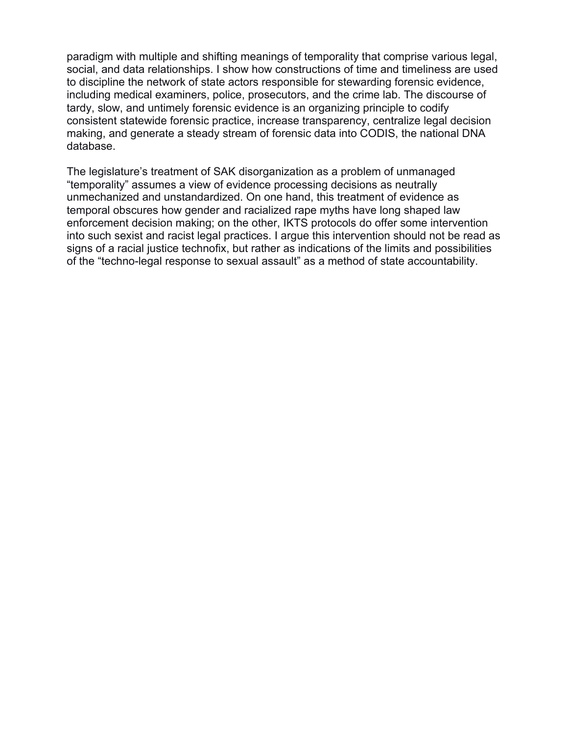paradigm with multiple and shifting meanings of temporality that comprise various legal, social, and data relationships. I show how constructions of time and timeliness are used to discipline the network of state actors responsible for stewarding forensic evidence, including medical examiners, police, prosecutors, and the crime lab. The discourse of tardy, slow, and untimely forensic evidence is an organizing principle to codify consistent statewide forensic practice, increase transparency, centralize legal decision making, and generate a steady stream of forensic data into CODIS, the national DNA database.

The legislature's treatment of SAK disorganization as a problem of unmanaged "temporality" assumes a view of evidence processing decisions as neutrally unmechanized and unstandardized. On one hand, this treatment of evidence as temporal obscures how gender and racialized rape myths have long shaped law enforcement decision making; on the other, IKTS protocols do offer some intervention into such sexist and racist legal practices. I argue this intervention should not be read as signs of a racial justice technofix, but rather as indications of the limits and possibilities of the "techno-legal response to sexual assault" as a method of state accountability.